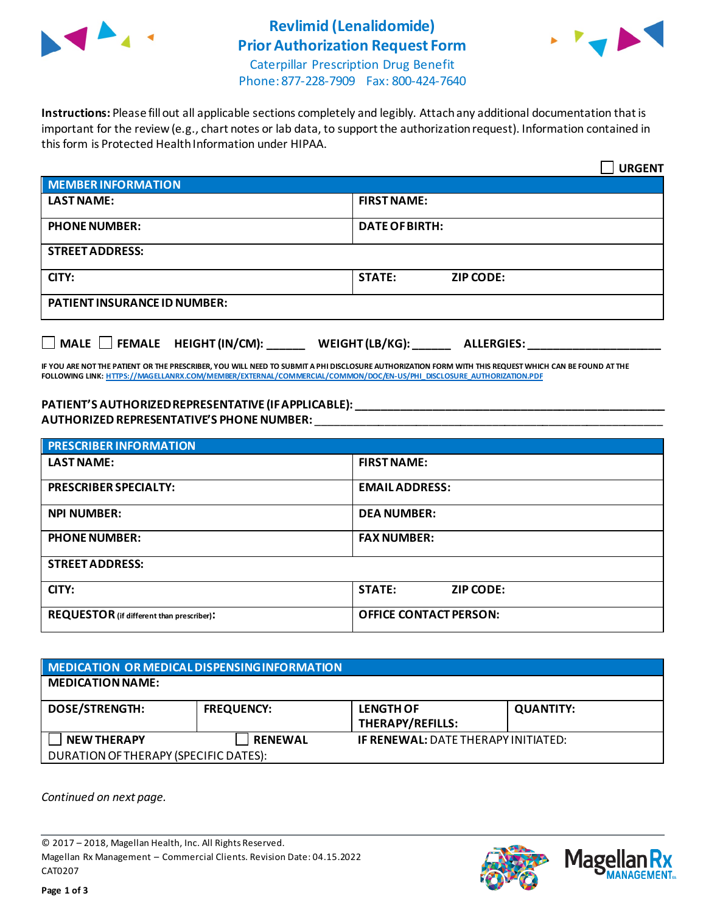# Revlimid (Lenalidomide) Prior Authorization Request Form

Caterpillar Prescription Drug Benefit
Phone: 877-228-7909 Fax: 800-424-7640

**Instructions:** Please fill out all applicable sections completely and legibly. Attach any additional documentation that is important for the review (e.g., chart notes or lab data, to support the authorization request). Information contained in this form is Protected Health Information under HIPAA.

☐ **URGENT**

| **MEMBER INFORMATION** | |
|---|---|
| **LAST NAME:** | **FIRST NAME:** |
| **PHONE NUMBER:** | **DATE OF BIRTH:** |
| **STREET ADDRESS:** | |
| **CITY:** | **STATE:** **ZIP CODE:** |
| **PATIENT INSURANCE ID NUMBER:** | |

☐ **MALE** ☐ **FEMALE** **HEIGHT (IN/CM):** ______ **WEIGHT (LB/KG):** ______ **ALLERGIES:** ____________________

**IF YOU ARE NOT THE PATIENT OR THE PRESCRIBER, YOU WILL NEED TO SUBMIT A PHI DISCLOSURE AUTHORIZATION FORM WITH THIS REQUEST WHICH CAN BE FOUND AT THE FOLLOWING LINK:** HTTPS://MAGELLANRX.COM/MEMBER/EXTERNAL/COMMERCIAL/COMMON/DOC/EN-US/PHI_DISCLOSURE_AUTHORIZATION.PDF

**PATIENT'S AUTHORIZED REPRESENTATIVE (IF APPLICABLE):** ____________________________________________
**AUTHORIZED REPRESENTATIVE'S PHONE NUMBER:** ____________________________________________

| **PRESCRIBER INFORMATION** | |
|---|---|
| **LAST NAME:** | **FIRST NAME:** |
| **PRESCRIBER SPECIALTY:** | **EMAIL ADDRESS:** |
| **NPI NUMBER:** | **DEA NUMBER:** |
| **PHONE NUMBER:** | **FAX NUMBER:** |
| **STREET ADDRESS:** | |
| **CITY:** | **STATE:** **ZIP CODE:** |
| **REQUESTOR** (if different than prescriber)**:** | **OFFICE CONTACT PERSON:** |

| **MEDICATION OR MEDICAL DISPENSING INFORMATION** | | | |
|---|---|---|---|
| **MEDICATION NAME:** | | | |
| **DOSE/STRENGTH:** | **FREQUENCY:** | **LENGTH OF THERAPY/REFILLS:** | **QUANTITY:** |
| ☐ **NEW THERAPY** | ☐ **RENEWAL** | **IF RENEWAL:** DATE THERAPY INITIATED: | |
| DURATION OF THERAPY (SPECIFIC DATES): | | | |

*Continued on next page.*

© 2017 – 2018, Magellan Health, Inc. All Rights Reserved.
Magellan Rx Management – Commercial Clients. Revision Date: 04.15.2022
CAT0207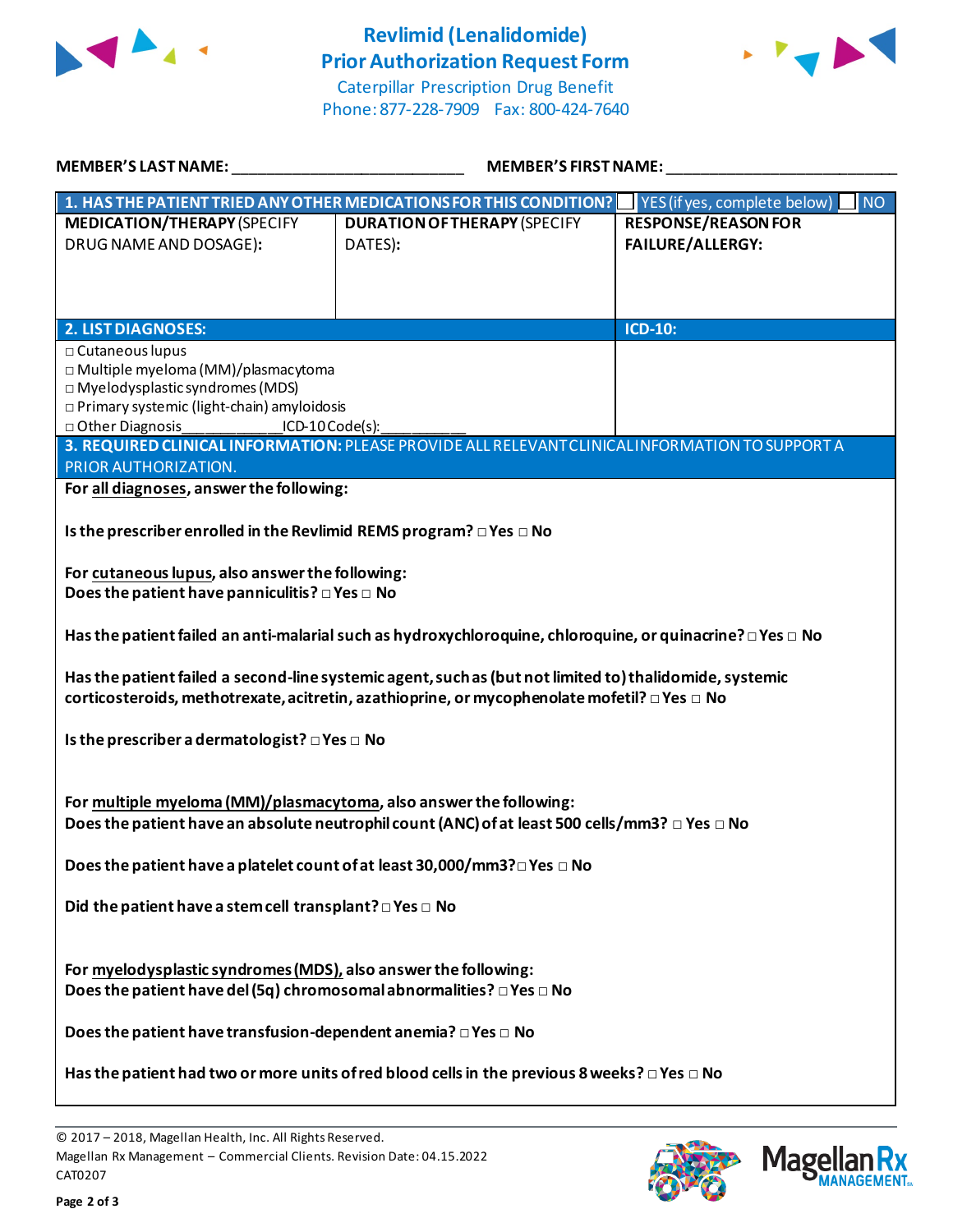# Revlimid (Lenalidomide)
## Prior Authorization Request Form

Caterpillar Prescription Drug Benefit
Phone: 877-228-7909 Fax: 800-424-7640

**MEMBER'S LAST NAME:** ___________________________ **MEMBER'S FIRST NAME:** ___________________________

| **1. HAS THE PATIENT TRIED ANY OTHER MEDICATIONS FOR THIS CONDITION?** | □ YES (if yes, complete below) | □ NO |
|---|---|---|
| **MEDICATION/THERAPY** (SPECIFY DRUG NAME AND DOSAGE): | **DURATION OF THERAPY** (SPECIFY DATES): | **RESPONSE/REASON FOR FAILURE/ALLERGY:** |
| | | |

| **2. LIST DIAGNOSES:** | **ICD-10:** |
|---|---|
| □ Cutaneous lupus<br>□ Multiple myeloma (MM)/plasmacytoma<br>□ Myelodysplastic syndromes (MDS)<br>□ Primary systemic (light-chain) amyloidosis<br>□ Other Diagnosis_____________ICD-10 Code(s):___________ | |

**3. REQUIRED CLINICAL INFORMATION:** PLEASE PROVIDE ALL RELEVANT CLINICAL INFORMATION TO SUPPORT A PRIOR AUTHORIZATION.

**For all diagnoses, answer the following:**

**Is the prescriber enrolled in the Revlimid REMS program?** □ Yes □ No

**For cutaneous lupus, also answer the following:**
**Does the patient have panniculitis?** □ Yes □ No

**Has the patient failed an anti-malarial such as hydroxychloroquine, chloroquine, or quinacrine?** □ Yes □ No

**Has the patient failed a second-line systemic agent, such as (but not limited to) thalidomide, systemic corticosteroids, methotrexate, acitretin, azathioprine, or mycophenolate mofetil?** □ Yes □ No

**Is the prescriber a dermatologist?** □ Yes □ No

**For multiple myeloma (MM)/plasmacytoma, also answer the following:**
**Does the patient have an absolute neutrophil count (ANC) of at least 500 cells/mm3?** □ Yes □ No

**Does the patient have a platelet count of at least 30,000/mm3?** □ Yes □ No

**Did the patient have a stem cell transplant?** □ Yes □ No

**For myelodysplastic syndromes (MDS), also answer the following:**
**Does the patient have del (5q) chromosomal abnormalities?** □ Yes □ No

**Does the patient have transfusion-dependent anemia?** □ Yes □ No

**Has the patient had two or more units of red blood cells in the previous 8 weeks?** □ Yes □ No

© 2017 – 2018, Magellan Health, Inc. All Rights Reserved.
Magellan Rx Management – Commercial Clients. Revision Date: 04.15.2022
CAT0207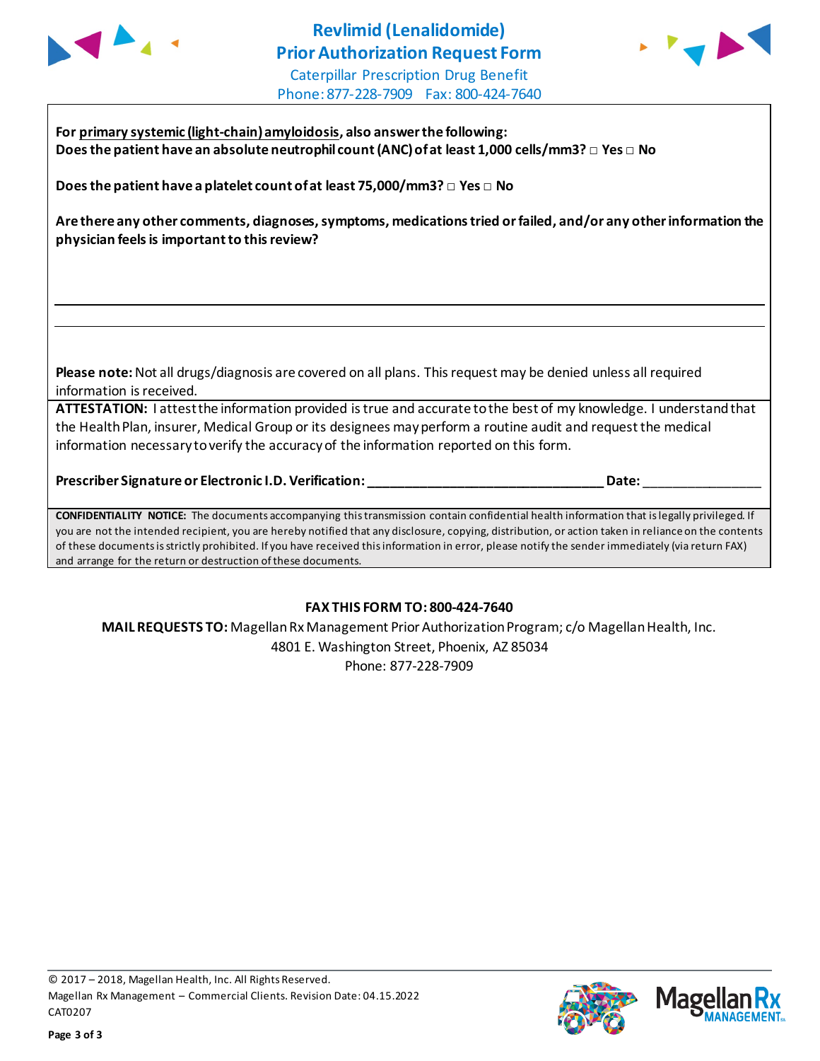# Revlimid (Lenalidomide) Prior Authorization Request Form

Caterpillar Prescription Drug Benefit
Phone: 877-228-7909  Fax: 800-424-7640

**For primary systemic (light-chain) amyloidosis, also answer the following:**
**Does the patient have an absolute neutrophil count (ANC) of at least 1,000 cells/mm3? □ Yes □ No**

**Does the patient have a platelet count of at least 75,000/mm3? □ Yes □ No**

**Are there any other comments, diagnoses, symptoms, medications tried or failed, and/or any other information the physician feels is important to this review?**

---

---

**Please note:** Not all drugs/diagnosis are covered on all plans. This request may be denied unless all required information is received.

**ATTESTATION:** I attest the information provided is true and accurate to the best of my knowledge. I understand that the Health Plan, insurer, Medical Group or its designees may perform a routine audit and request the medical information necessary to verify the accuracy of the information reported on this form.

**Prescriber Signature or Electronic I.D. Verification:** ________________________________ **Date:** ________________

**CONFIDENTIALITY NOTICE:** The documents accompanying this transmission contain confidential health information that is legally privileged. If you are not the intended recipient, you are hereby notified that any disclosure, copying, distribution, or action taken in reliance on the contents of these documents is strictly prohibited. If you have received this information in error, please notify the sender immediately (via return FAX) and arrange for the return or destruction of these documents.

**FAX THIS FORM TO: 800-424-7640**

**MAIL REQUESTS TO:** Magellan Rx Management Prior Authorization Program; c/o Magellan Health, Inc.
4801 E. Washington Street, Phoenix, AZ 85034
Phone: 877-228-7909

© 2017 – 2018, Magellan Health, Inc. All Rights Reserved.
Magellan Rx Management – Commercial Clients. Revision Date: 04.15.2022
CAT0207